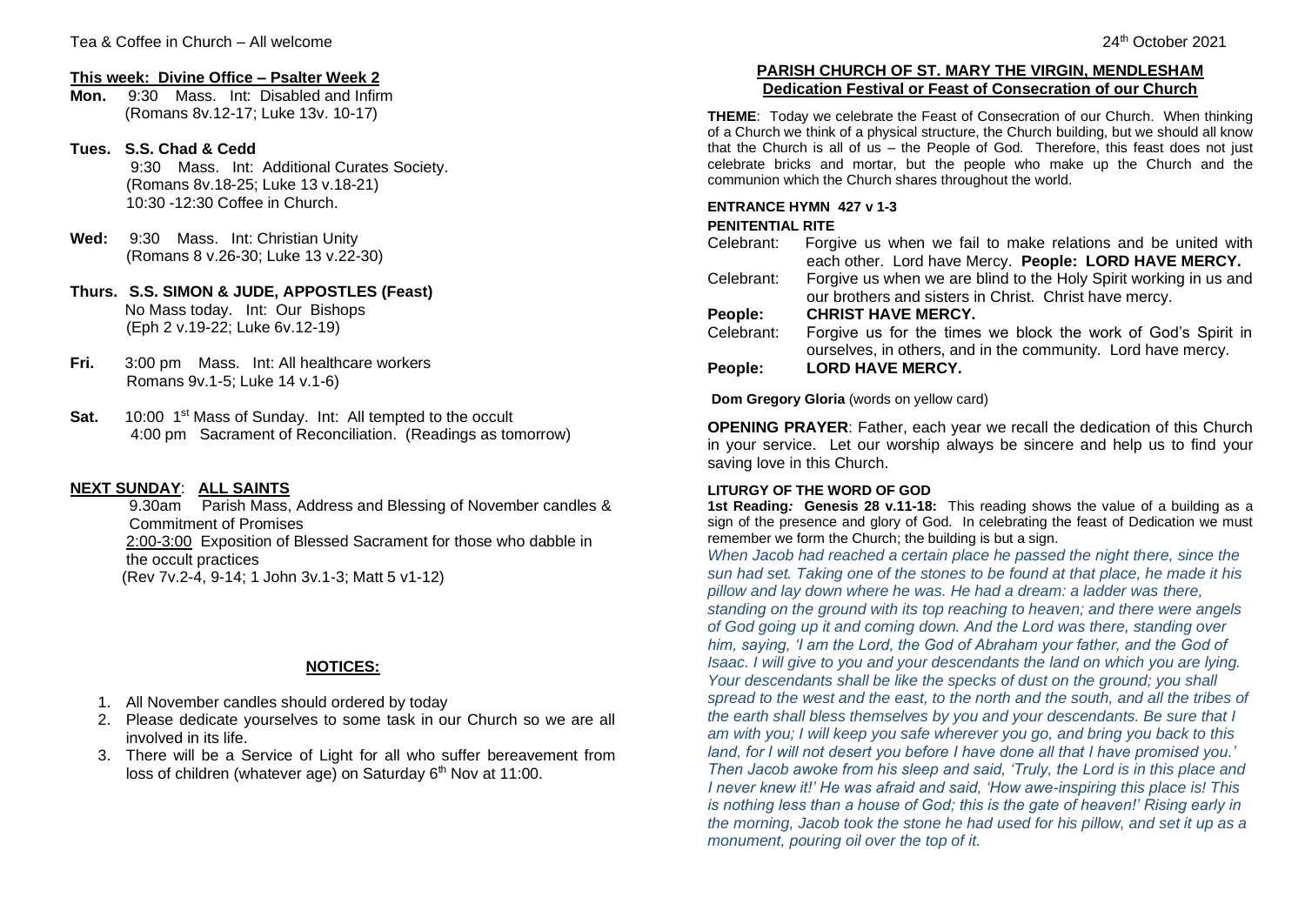Tea & Coffee in Church – All welcome

24th October 2021

## This week: Divine Office – Psalter Week 2

**Mon.** 9:30 Mass. Int: Disabled and Infirm
(Romans 8v.12-17; Luke 13v. 10-17)

**Tues. S.S. Chad & Cedd**
9:30 Mass. Int: Additional Curates Society.
(Romans 8v.18-25; Luke 13 v.18-21)
10:30 -12:30 Coffee in Church.

**Wed:** 9:30 Mass. Int: Christian Unity
(Romans 8 v.26-30; Luke 13 v.22-30)

**Thurs. S.S. SIMON & JUDE, APPOSTLES (Feast)**
No Mass today. Int: Our Bishops
(Eph 2 v.19-22; Luke 6v.12-19)

**Fri.** 3:00 pm Mass. Int: All healthcare workers
Romans 9v.1-5; Luke 14 v.1-6)

**Sat.** 10:00 1st Mass of Sunday. Int: All tempted to the occult
4:00 pm Sacrament of Reconciliation. (Readings as tomorrow)

## NEXT SUNDAY: ALL SAINTS

9.30am Parish Mass, Address and Blessing of November candles & Commitment of Promises
2:00-3:00 Exposition of Blessed Sacrament for those who dabble in the occult practices
(Rev 7v.2-4, 9-14; 1 John 3v.1-3; Matt 5 v1-12)

## NOTICES:

1. All November candles should ordered by today
2. Please dedicate yourselves to some task in our Church so we are all involved in its life.
3. There will be a Service of Light for all who suffer bereavement from loss of children (whatever age) on Saturday 6th Nov at 11:00.

## PARISH CHURCH OF ST. MARY THE VIRGIN, MENDLESHAM
## Dedication Festival or Feast of Consecration of our Church

**THEME**: Today we celebrate the Feast of Consecration of our Church. When thinking of a Church we think of a physical structure, the Church building, but we should all know that the Church is all of us – the People of God. Therefore, this feast does not just celebrate bricks and mortar, but the people who make up the Church and the communion which the Church shares throughout the world.

**ENTRANCE HYMN 427 v 1-3**

**PENITENTIAL RITE**

Celebrant: Forgive us when we fail to make relations and be united with each other. Lord have Mercy. **People: LORD HAVE MERCY.**

Celebrant: Forgive us when we are blind to the Holy Spirit working in us and our brothers and sisters in Christ. Christ have mercy.

**People: CHRIST HAVE MERCY.**

Celebrant: Forgive us for the times we block the work of God's Spirit in ourselves, in others, and in the community. Lord have mercy.

**People: LORD HAVE MERCY.**

**Dom Gregory Gloria** (words on yellow card)

**OPENING PRAYER**: Father, each year we recall the dedication of this Church in your service. Let our worship always be sincere and help us to find your saving love in this Church.

**LITURGY OF THE WORD OF GOD**

**1st Reading: Genesis 28 v.11-18:** This reading shows the value of a building as a sign of the presence and glory of God. In celebrating the feast of Dedication we must remember we form the Church; the building is but a sign.

*When Jacob had reached a certain place he passed the night there, since the sun had set. Taking one of the stones to be found at that place, he made it his pillow and lay down where he was. He had a dream: a ladder was there, standing on the ground with its top reaching to heaven; and there were angels of God going up it and coming down. And the Lord was there, standing over him, saying, 'I am the Lord, the God of Abraham your father, and the God of Isaac. I will give to you and your descendants the land on which you are lying. Your descendants shall be like the specks of dust on the ground; you shall spread to the west and the east, to the north and the south, and all the tribes of the earth shall bless themselves by you and your descendants. Be sure that I am with you; I will keep you safe wherever you go, and bring you back to this land, for I will not desert you before I have done all that I have promised you.' Then Jacob awoke from his sleep and said, 'Truly, the Lord is in this place and I never knew it!' He was afraid and said, 'How awe-inspiring this place is! This is nothing less than a house of God; this is the gate of heaven!' Rising early in the morning, Jacob took the stone he had used for his pillow, and set it up as a monument, pouring oil over the top of it.*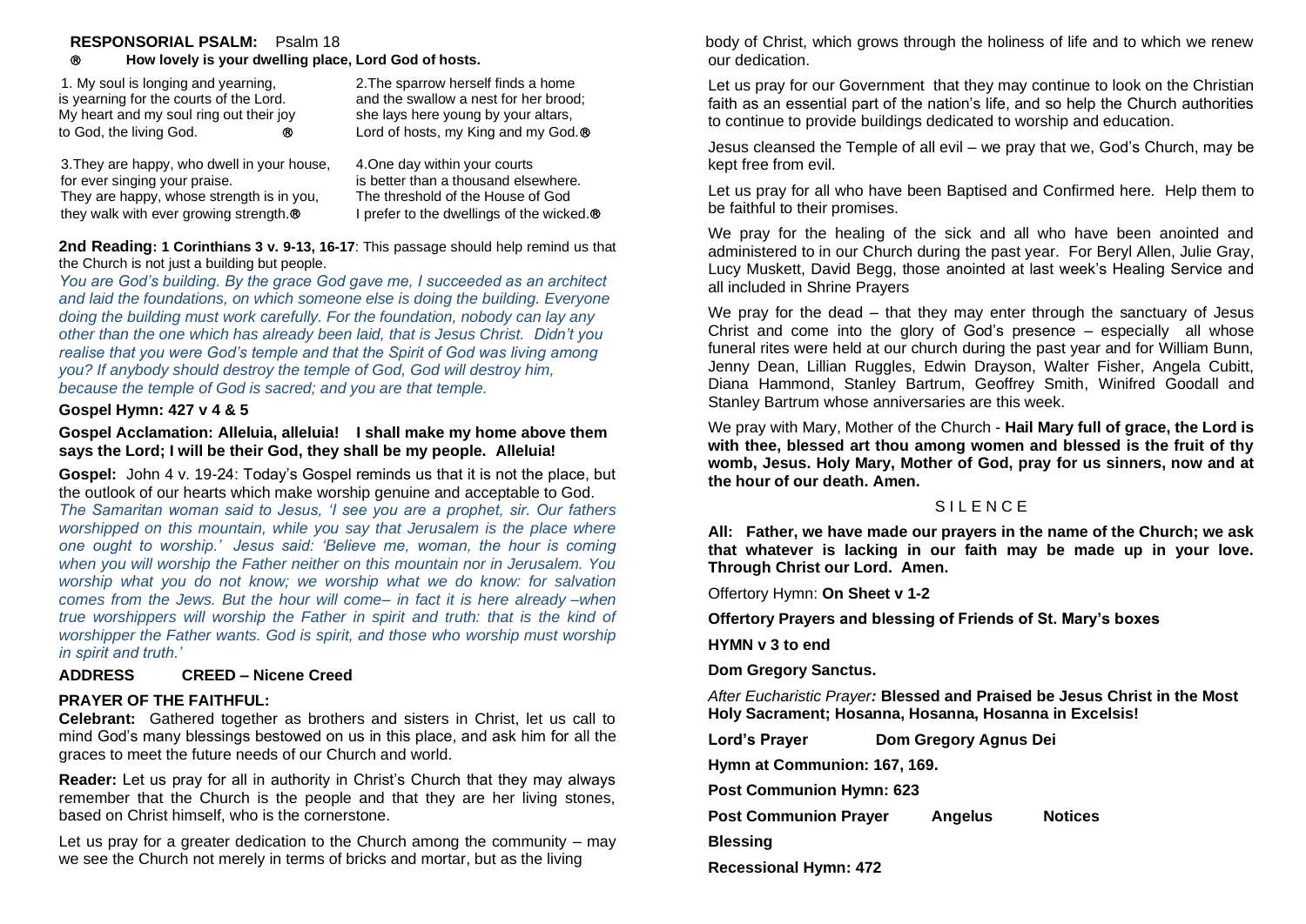**RESPONSORIAL PSALM:** Psalm 18

® **How lovely is your dwelling place, Lord God of hosts.**

1. My soul is longing and yearning,
is yearning for the courts of the Lord.
My heart and my soul ring out their joy
to God, the living God. ®

2. The sparrow herself finds a home
and the swallow a nest for her brood;
she lays here young by your altars,
Lord of hosts, my King and my God.®

3. They are happy, who dwell in your house,
for ever singing your praise.
They are happy, whose strength is in you,
they walk with ever growing strength.®

4. One day within your courts
is better than a thousand elsewhere.
The threshold of the House of God
I prefer to the dwellings of the wicked.®

**2nd Reading: 1 Corinthians 3 v. 9-13, 16-17**: This passage should help remind us that the Church is not just a building but people.

*You are God's building. By the grace God gave me, I succeeded as an architect and laid the foundations, on which someone else is doing the building. Everyone doing the building must work carefully. For the foundation, nobody can lay any other than the one which has already been laid, that is Jesus Christ. Didn't you realise that you were God's temple and that the Spirit of God was living among you? If anybody should destroy the temple of God, God will destroy him, because the temple of God is sacred; and you are that temple.*

**Gospel Hymn: 427 v 4 & 5**

**Gospel Acclamation: Alleluia, alleluia! I shall make my home above them says the Lord; I will be their God, they shall be my people. Alleluia!**

**Gospel:** John 4 v. 19-24: Today's Gospel reminds us that it is not the place, but the outlook of our hearts which make worship genuine and acceptable to God.

*The Samaritan woman said to Jesus, 'I see you are a prophet, sir. Our fathers worshipped on this mountain, while you say that Jerusalem is the place where one ought to worship.' Jesus said: 'Believe me, woman, the hour is coming when you will worship the Father neither on this mountain nor in Jerusalem. You worship what you do not know; we worship what we do know: for salvation comes from the Jews. But the hour will come– in fact it is here already –when true worshippers will worship the Father in spirit and truth: that is the kind of worshipper the Father wants. God is spirit, and those who worship must worship in spirit and truth.'*

**ADDRESS** **CREED – Nicene Creed**

**PRAYER OF THE FAITHFUL:**

**Celebrant:** Gathered together as brothers and sisters in Christ, let us call to mind God's many blessings bestowed on us in this place, and ask him for all the graces to meet the future needs of our Church and world.

**Reader:** Let us pray for all in authority in Christ's Church that they may always remember that the Church is the people and that they are her living stones, based on Christ himself, who is the cornerstone.

Let us pray for a greater dedication to the Church among the community – may we see the Church not merely in terms of bricks and mortar, but as the living body of Christ, which grows through the holiness of life and to which we renew our dedication.

Let us pray for our Government that they may continue to look on the Christian faith as an essential part of the nation's life, and so help the Church authorities to continue to provide buildings dedicated to worship and education.

Jesus cleansed the Temple of all evil – we pray that we, God's Church, may be kept free from evil.

Let us pray for all who have been Baptised and Confirmed here. Help them to be faithful to their promises.

We pray for the healing of the sick and all who have been anointed and administered to in our Church during the past year. For Beryl Allen, Julie Gray, Lucy Muskett, David Begg, those anointed at last week's Healing Service and all included in Shrine Prayers

We pray for the dead – that they may enter through the sanctuary of Jesus Christ and come into the glory of God's presence – especially all whose funeral rites were held at our church during the past year and for William Bunn, Jenny Dean, Lillian Ruggles, Edwin Drayson, Walter Fisher, Angela Cubitt, Diana Hammond, Stanley Bartrum, Geoffrey Smith, Winifred Goodall and Stanley Bartrum whose anniversaries are this week.

We pray with Mary, Mother of the Church - **Hail Mary full of grace, the Lord is with thee, blessed art thou among women and blessed is the fruit of thy womb, Jesus. Holy Mary, Mother of God, pray for us sinners, now and at the hour of our death. Amen.**

S I L E N C E

**All: Father, we have made our prayers in the name of the Church; we ask that whatever is lacking in our faith may be made up in your love. Through Christ our Lord. Amen.**

Offertory Hymn: **On Sheet v 1-2**

**Offertory Prayers and blessing of Friends of St. Mary's boxes**

**HYMN v 3 to end**

**Dom Gregory Sanctus.**

*After Eucharistic Prayer:* **Blessed and Praised be Jesus Christ in the Most Holy Sacrament; Hosanna, Hosanna, Hosanna in Excelsis!**

**Lord's Prayer** **Dom Gregory Agnus Dei**

**Hymn at Communion: 167, 169.**

**Post Communion Hymn: 623**

**Post Communion Prayer** **Angelus** **Notices**

**Blessing**

**Recessional Hymn: 472**